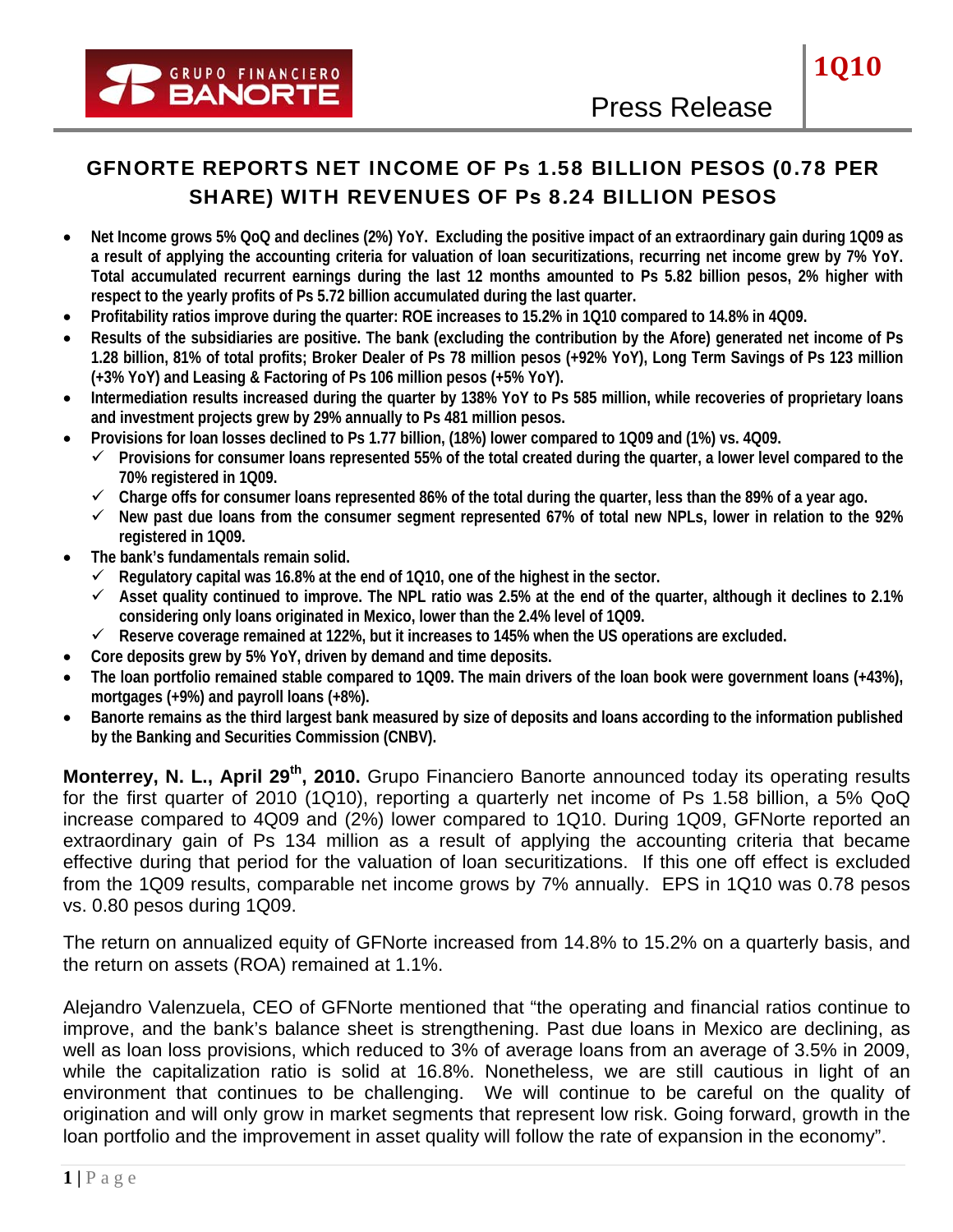# GFNORTE REPORTS NET INCOME OF Ps 1.58 BILLION PESOS (0.78 PER SHARE) WITH REVENUES OF Ps 8.24 BILLION PESOS

- **Net Income grows 5% QoQ and declines (2%) YoY. Excluding the positive impact of an extraordinary gain during 1Q09 as a result of applying the accounting criteria for valuation of loan securitizations, recurring net income grew by 7% YoY. Total accumulated recurrent earnings during the last 12 months amounted to Ps 5.82 billion pesos, 2% higher with respect to the yearly profits of Ps 5.72 billion accumulated during the last quarter.**
- **Profitability ratios improve during the quarter: ROE increases to 15.2% in 1Q10 compared to 14.8% in 4Q09.**
- **Results of the subsidiaries are positive. The bank (excluding the contribution by the Afore) generated net income of Ps 1.28 billion, 81% of total profits; Broker Dealer of Ps 78 million pesos (+92% YoY), Long Term Savings of Ps 123 million (+3% YoY) and Leasing & Factoring of Ps 106 million pesos (+5% YoY).**
- **Intermediation results increased during the quarter by 138% YoY to Ps 585 million, while recoveries of proprietary loans and investment projects grew by 29% annually to Ps 481 million pesos.**
- **Provisions for loan losses declined to Ps 1.77 billion, (18%) lower compared to 1Q09 and (1%) vs. 4Q09.**
  - ✓ **Provisions for consumer loans represented 55% of the total created during the quarter, a lower level compared to the 70% registered in 1Q09.**
  - ✓ **Charge offs for consumer loans represented 86% of the total during the quarter, less than the 89% of a year ago.**
  - ✓ **New past due loans from the consumer segment represented 67% of total new NPLs, lower in relation to the 92% registered in 1Q09.**
- **The bank's fundamentals remain solid.**
  - ✓ **Regulatory capital was 16.8% at the end of 1Q10, one of the highest in the sector.**
  - ✓ **Asset quality continued to improve. The NPL ratio was 2.5% at the end of the quarter, although it declines to 2.1% considering only loans originated in Mexico, lower than the 2.4% level of 1Q09.**
  - ✓ **Reserve coverage remained at 122%, but it increases to 145% when the US operations are excluded.**
- **Core deposits grew by 5% YoY, driven by demand and time deposits.**
- **The loan portfolio remained stable compared to 1Q09. The main drivers of the loan book were government loans (+43%), mortgages (+9%) and payroll loans (+8%).**
- **Banorte remains as the third largest bank measured by size of deposits and loans according to the information published by the Banking and Securities Commission (CNBV).**

**Monterrey, N. L., April 29th, 2010.** Grupo Financiero Banorte announced today its operating results for the first quarter of 2010 (1Q10), reporting a quarterly net income of Ps 1.58 billion, a 5% QoQ increase compared to 4Q09 and (2%) lower compared to 1Q10. During 1Q09, GFNorte reported an extraordinary gain of Ps 134 million as a result of applying the accounting criteria that became effective during that period for the valuation of loan securitizations. If this one off effect is excluded from the 1Q09 results, comparable net income grows by 7% annually. EPS in 1Q10 was 0.78 pesos vs. 0.80 pesos during 1Q09.

The return on annualized equity of GFNorte increased from 14.8% to 15.2% on a quarterly basis, and the return on assets (ROA) remained at 1.1%.

Alejandro Valenzuela, CEO of GFNorte mentioned that "the operating and financial ratios continue to improve, and the bank's balance sheet is strengthening. Past due loans in Mexico are declining, as well as loan loss provisions, which reduced to 3% of average loans from an average of 3.5% in 2009, while the capitalization ratio is solid at 16.8%. Nonetheless, we are still cautious in light of an environment that continues to be challenging. We will continue to be careful on the quality of origination and will only grow in market segments that represent low risk. Going forward, growth in the loan portfolio and the improvement in asset quality will follow the rate of expansion in the economy".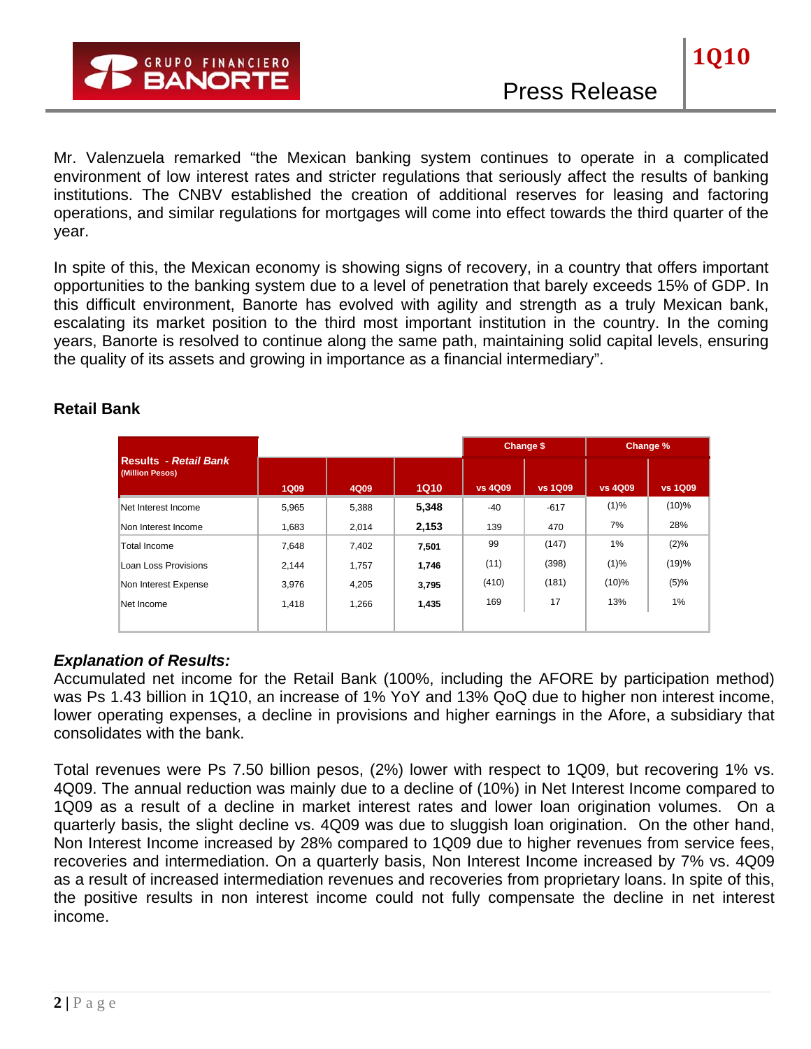Mr. Valenzuela remarked "the Mexican banking system continues to operate in a complicated environment of low interest rates and stricter regulations that seriously affect the results of banking institutions. The CNBV established the creation of additional reserves for leasing and factoring operations, and similar regulations for mortgages will come into effect towards the third quarter of the year.

In spite of this, the Mexican economy is showing signs of recovery, in a country that offers important opportunities to the banking system due to a level of penetration that barely exceeds 15% of GDP. In this difficult environment, Banorte has evolved with agility and strength as a truly Mexican bank, escalating its market position to the third most important institution in the country. In the coming years, Banorte is resolved to continue along the same path, maintaining solid capital levels, ensuring the quality of its assets and growing in importance as a financial intermediary".

## Retail Bank

| Results - *Retail Bank* (Million Pesos) | | | | Change $ | | Change % | |
|---|---|---|---|---|---|---|---|
| | 1Q09 | 4Q09 | 1Q10 | vs 4Q09 | vs 1Q09 | vs 4Q09 | vs 1Q09 |
| Net Interest Income | 5,965 | 5,388 | **5,348** | -40 | -617 | (1)% | (10)% |
| Non Interest Income | 1,683 | 2,014 | **2,153** | 139 | 470 | 7% | 28% |
| Total Income | 7,648 | 7,402 | **7,501** | 99 | (147) | 1% | (2)% |
| Loan Loss Provisions | 2,144 | 1,757 | **1,746** | (11) | (398) | (1)% | (19)% |
| Non Interest Expense | 3,976 | 4,205 | **3,795** | (410) | (181) | (10)% | (5)% |
| Net Income | 1,418 | 1,266 | **1,435** | 169 | 17 | 13% | 1% |

***Explanation of Results:***

Accumulated net income for the Retail Bank (100%, including the AFORE by participation method) was Ps 1.43 billion in 1Q10, an increase of 1% YoY and 13% QoQ due to higher non interest income, lower operating expenses, a decline in provisions and higher earnings in the Afore, a subsidiary that consolidates with the bank.

Total revenues were Ps 7.50 billion pesos, (2%) lower with respect to 1Q09, but recovering 1% vs. 4Q09. The annual reduction was mainly due to a decline of (10%) in Net Interest Income compared to 1Q09 as a result of a decline in market interest rates and lower loan origination volumes. On a quarterly basis, the slight decline vs. 4Q09 was due to sluggish loan origination. On the other hand, Non Interest Income increased by 28% compared to 1Q09 due to higher revenues from service fees, recoveries and intermediation. On a quarterly basis, Non Interest Income increased by 7% vs. 4Q09 as a result of increased intermediation revenues and recoveries from proprietary loans. In spite of this, the positive results in non interest income could not fully compensate the decline in net interest income.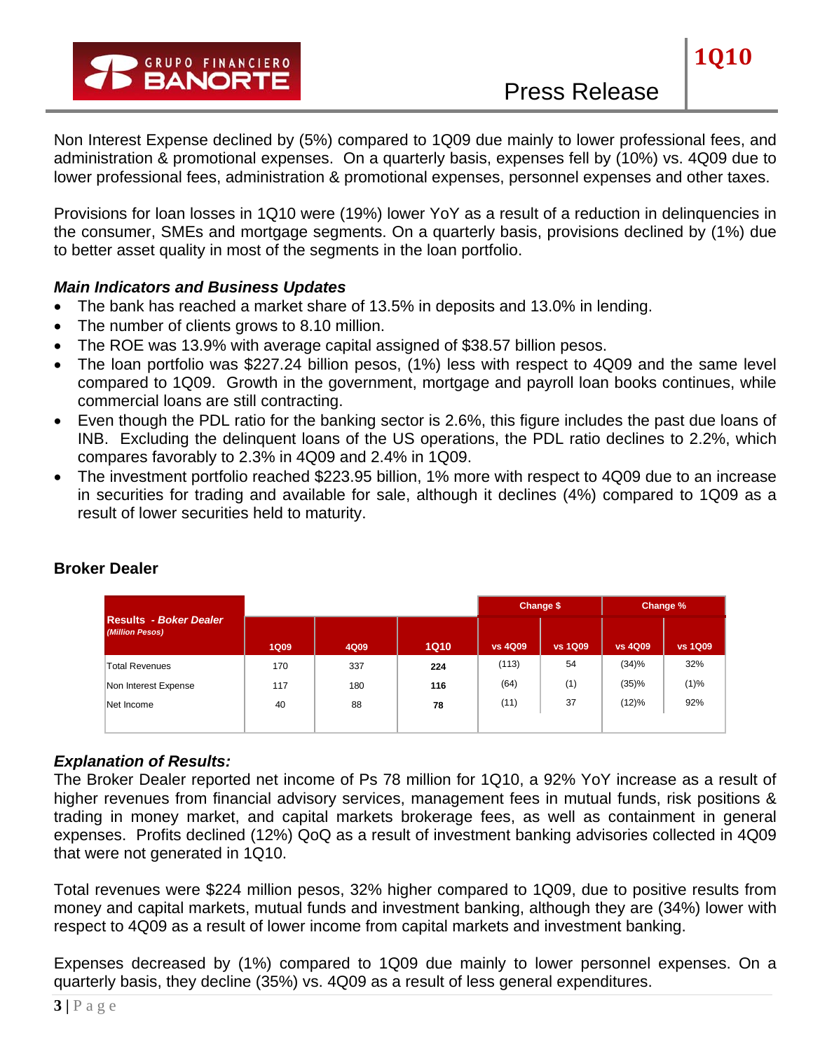Non Interest Expense declined by (5%) compared to 1Q09 due mainly to lower professional fees, and administration & promotional expenses. On a quarterly basis, expenses fell by (10%) vs. 4Q09 due to lower professional fees, administration & promotional expenses, personnel expenses and other taxes.

Provisions for loan losses in 1Q10 were (19%) lower YoY as a result of a reduction in delinquencies in the consumer, SMEs and mortgage segments. On a quarterly basis, provisions declined by (1%) due to better asset quality in most of the segments in the loan portfolio.

***Main Indicators and Business Updates***

- The bank has reached a market share of 13.5% in deposits and 13.0% in lending.
- The number of clients grows to 8.10 million.
- The ROE was 13.9% with average capital assigned of $38.57 billion pesos.
- The loan portfolio was $227.24 billion pesos, (1%) less with respect to 4Q09 and the same level compared to 1Q09. Growth in the government, mortgage and payroll loan books continues, while commercial loans are still contracting.
- Even though the PDL ratio for the banking sector is 2.6%, this figure includes the past due loans of INB. Excluding the delinquent loans of the US operations, the PDL ratio declines to 2.2%, which compares favorably to 2.3% in 4Q09 and 2.4% in 1Q09.
- The investment portfolio reached $223.95 billion, 1% more with respect to 4Q09 due to an increase in securities for trading and available for sale, although it declines (4%) compared to 1Q09 as a result of lower securities held to maturity.

## Broker Dealer

| **Results - *Boker Dealer*** *(Million Pesos)* | | | | Change $ | | Change % | |
|---|---|---|---|---|---|---|---|
| | 1Q09 | 4Q09 | 1Q10 | vs 4Q09 | vs 1Q09 | vs 4Q09 | vs 1Q09 |
| Total Revenues | 170 | 337 | **224** | (113) | 54 | (34)% | 32% |
| Non Interest Expense | 117 | 180 | **116** | (64) | (1) | (35)% | (1)% |
| Net Income | 40 | 88 | **78** | (11) | 37 | (12)% | 92% |

***Explanation of Results:***

The Broker Dealer reported net income of Ps 78 million for 1Q10, a 92% YoY increase as a result of higher revenues from financial advisory services, management fees in mutual funds, risk positions & trading in money market, and capital markets brokerage fees, as well as containment in general expenses. Profits declined (12%) QoQ as a result of investment banking advisories collected in 4Q09 that were not generated in 1Q10.

Total revenues were $224 million pesos, 32% higher compared to 1Q09, due to positive results from money and capital markets, mutual funds and investment banking, although they are (34%) lower with respect to 4Q09 as a result of lower income from capital markets and investment banking.

Expenses decreased by (1%) compared to 1Q09 due mainly to lower personnel expenses. On a quarterly basis, they decline (35%) vs. 4Q09 as a result of less general expenditures.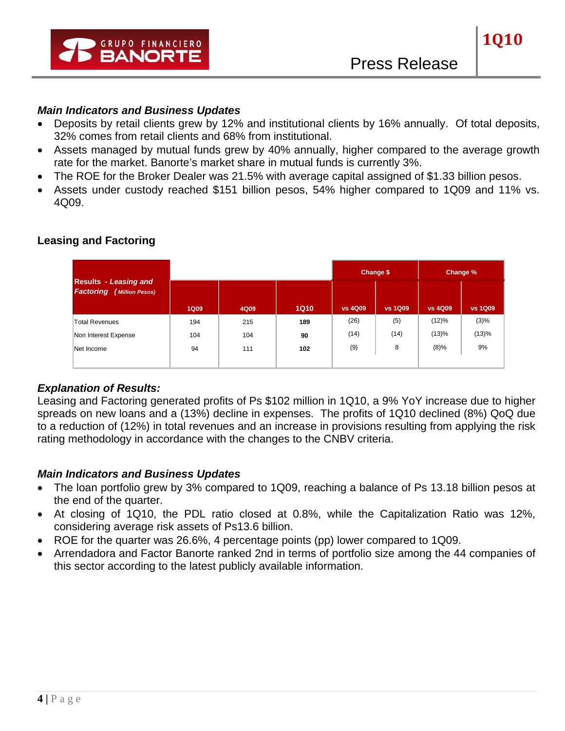### *Main Indicators and Business Updates*

- Deposits by retail clients grew by 12% and institutional clients by 16% annually. Of total deposits, 32% comes from retail clients and 68% from institutional.
- Assets managed by mutual funds grew by 40% annually, higher compared to the average growth rate for the market. Banorte's market share in mutual funds is currently 3%.
- The ROE for the Broker Dealer was 21.5% with average capital assigned of $1.33 billion pesos.
- Assets under custody reached $151 billion pesos, 54% higher compared to 1Q09 and 11% vs. 4Q09.

## Leasing and Factoring

| Results - *Leasing and Factoring* (*Million Pesos*) | 1Q09 | 4Q09 | 1Q10 | Change $ | | Change % | |
|---|---|---|---|---|---|---|---|
| | | | | vs 4Q09 | vs 1Q09 | vs 4Q09 | vs 1Q09 |
| Total Revenues | 194 | 215 | **189** | (26) | (5) | (12)% | (3)% |
| Non Interest Expense | 104 | 104 | **90** | (14) | (14) | (13)% | (13)% |
| Net Income | 94 | 111 | **102** | (9) | 8 | (8)% | 9% |

### *Explanation of Results:*

Leasing and Factoring generated profits of Ps $102 million in 1Q10, a 9% YoY increase due to higher spreads on new loans and a (13%) decline in expenses. The profits of 1Q10 declined (8%) QoQ due to a reduction of (12%) in total revenues and an increase in provisions resulting from applying the risk rating methodology in accordance with the changes to the CNBV criteria.

### *Main Indicators and Business Updates*

- The loan portfolio grew by 3% compared to 1Q09, reaching a balance of Ps 13.18 billion pesos at the end of the quarter.
- At closing of 1Q10, the PDL ratio closed at 0.8%, while the Capitalization Ratio was 12%, considering average risk assets of Ps13.6 billion.
- ROE for the quarter was 26.6%, 4 percentage points (pp) lower compared to 1Q09.
- Arrendadora and Factor Banorte ranked 2nd in terms of portfolio size among the 44 companies of this sector according to the latest publicly available information.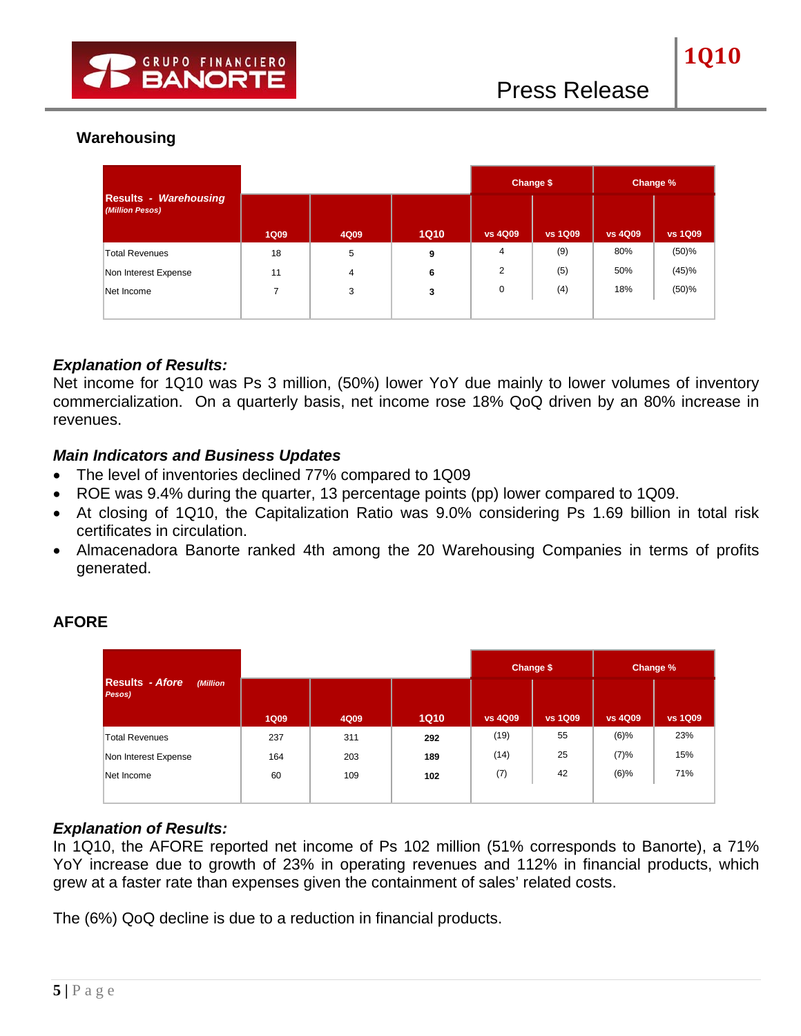## Warehousing

| Results - *Warehousing* *(Million Pesos)* | 1Q09 | 4Q09 | 1Q10 | Change $ vs 4Q09 | Change $ vs 1Q09 | Change % vs 4Q09 | Change % vs 1Q09 |
|---|---|---|---|---|---|---|---|
| Total Revenues | 18 | 5 | **9** | 4 | (9) | 80% | (50)% |
| Non Interest Expense | 11 | 4 | **6** | 2 | (5) | 50% | (45)% |
| Net Income | 7 | 3 | **3** | 0 | (4) | 18% | (50)% |

***Explanation of Results:***
Net income for 1Q10 was Ps 3 million, (50%) lower YoY due mainly to lower volumes of inventory commercialization. On a quarterly basis, net income rose 18% QoQ driven by an 80% increase in revenues.

***Main Indicators and Business Updates***

- The level of inventories declined 77% compared to 1Q09
- ROE was 9.4% during the quarter, 13 percentage points (pp) lower compared to 1Q09.
- At closing of 1Q10, the Capitalization Ratio was 9.0% considering Ps 1.69 billion in total risk certificates in circulation.
- Almacenadora Banorte ranked 4th among the 20 Warehousing Companies in terms of profits generated.

## AFORE

| Results - *Afore* *(Million Pesos)* | 1Q09 | 4Q09 | 1Q10 | Change $ vs 4Q09 | Change $ vs 1Q09 | Change % vs 4Q09 | Change % vs 1Q09 |
|---|---|---|---|---|---|---|---|
| Total Revenues | 237 | 311 | **292** | (19) | 55 | (6)% | 23% |
| Non Interest Expense | 164 | 203 | **189** | (14) | 25 | (7)% | 15% |
| Net Income | 60 | 109 | **102** | (7) | 42 | (6)% | 71% |

***Explanation of Results:***
In 1Q10, the AFORE reported net income of Ps 102 million (51% corresponds to Banorte), a 71% YoY increase due to growth of 23% in operating revenues and 112% in financial products, which grew at a faster rate than expenses given the containment of sales' related costs.

The (6%) QoQ decline is due to a reduction in financial products.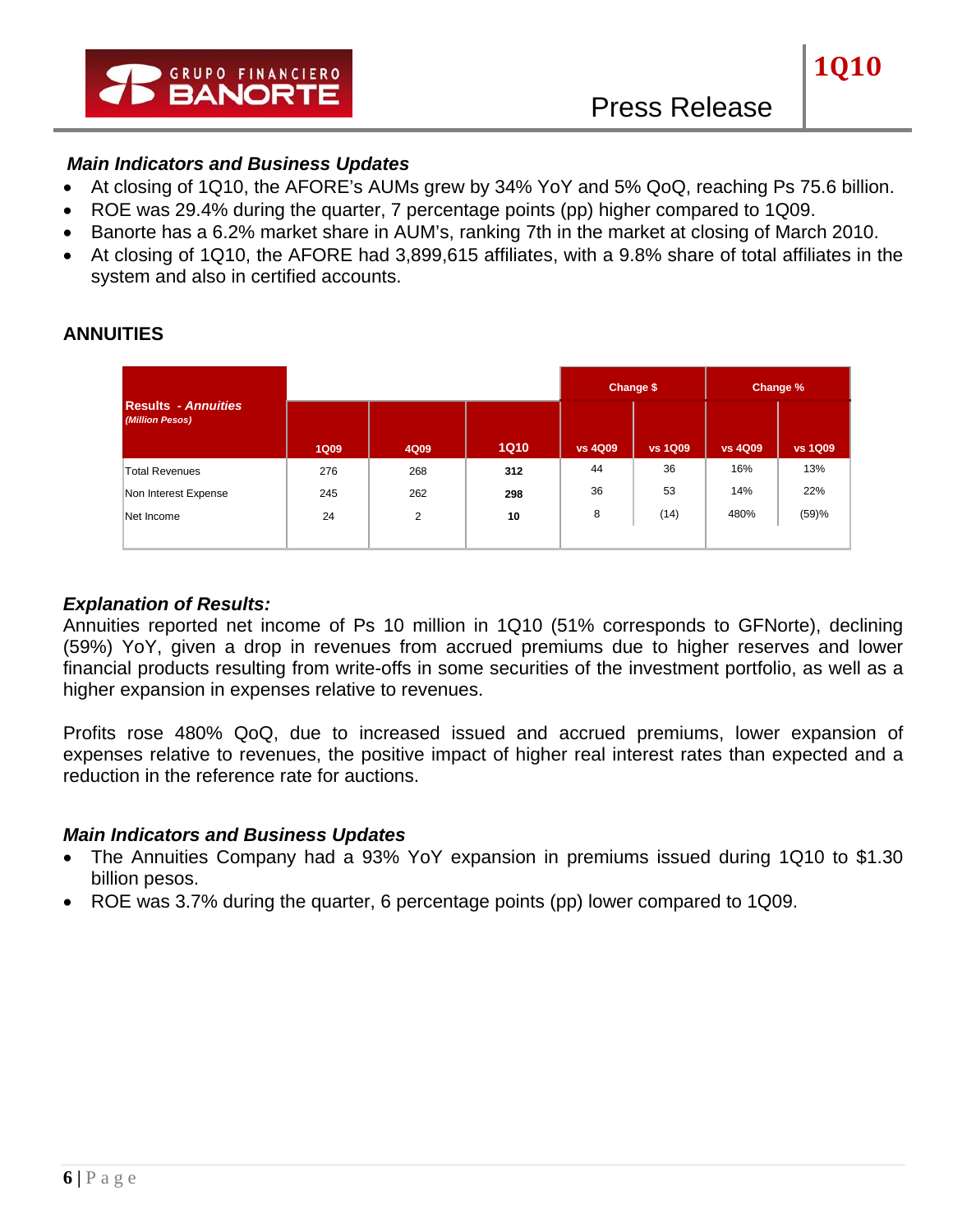### *Main Indicators and Business Updates*

- At closing of 1Q10, the AFORE's AUMs grew by 34% YoY and 5% QoQ, reaching Ps 75.6 billion.
- ROE was 29.4% during the quarter, 7 percentage points (pp) higher compared to 1Q09.
- Banorte has a 6.2% market share in AUM's, ranking 7th in the market at closing of March 2010.
- At closing of 1Q10, the AFORE had 3,899,615 affiliates, with a 9.8% share of total affiliates in the system and also in certified accounts.

## ANNUITIES

| **Results - *Annuities*** *(Million Pesos)* | | | | Change $ | | Change % | |
|---|---|---|---|---|---|---|---|
| | **1Q09** | **4Q09** | **1Q10** | **vs 4Q09** | **vs 1Q09** | **vs 4Q09** | **vs 1Q09** |
| Total Revenues | 276 | 268 | **312** | 44 | 36 | 16% | 13% |
| Non Interest Expense | 245 | 262 | **298** | 36 | 53 | 14% | 22% |
| Net Income | 24 | 2 | **10** | 8 | (14) | 480% | (59)% |

### *Explanation of Results:*

Annuities reported net income of Ps 10 million in 1Q10 (51% corresponds to GFNorte), declining (59%) YoY, given a drop in revenues from accrued premiums due to higher reserves and lower financial products resulting from write-offs in some securities of the investment portfolio, as well as a higher expansion in expenses relative to revenues.

Profits rose 480% QoQ, due to increased issued and accrued premiums, lower expansion of expenses relative to revenues, the positive impact of higher real interest rates than expected and a reduction in the reference rate for auctions.

### *Main Indicators and Business Updates*

- The Annuities Company had a 93% YoY expansion in premiums issued during 1Q10 to $1.30 billion pesos.
- ROE was 3.7% during the quarter, 6 percentage points (pp) lower compared to 1Q09.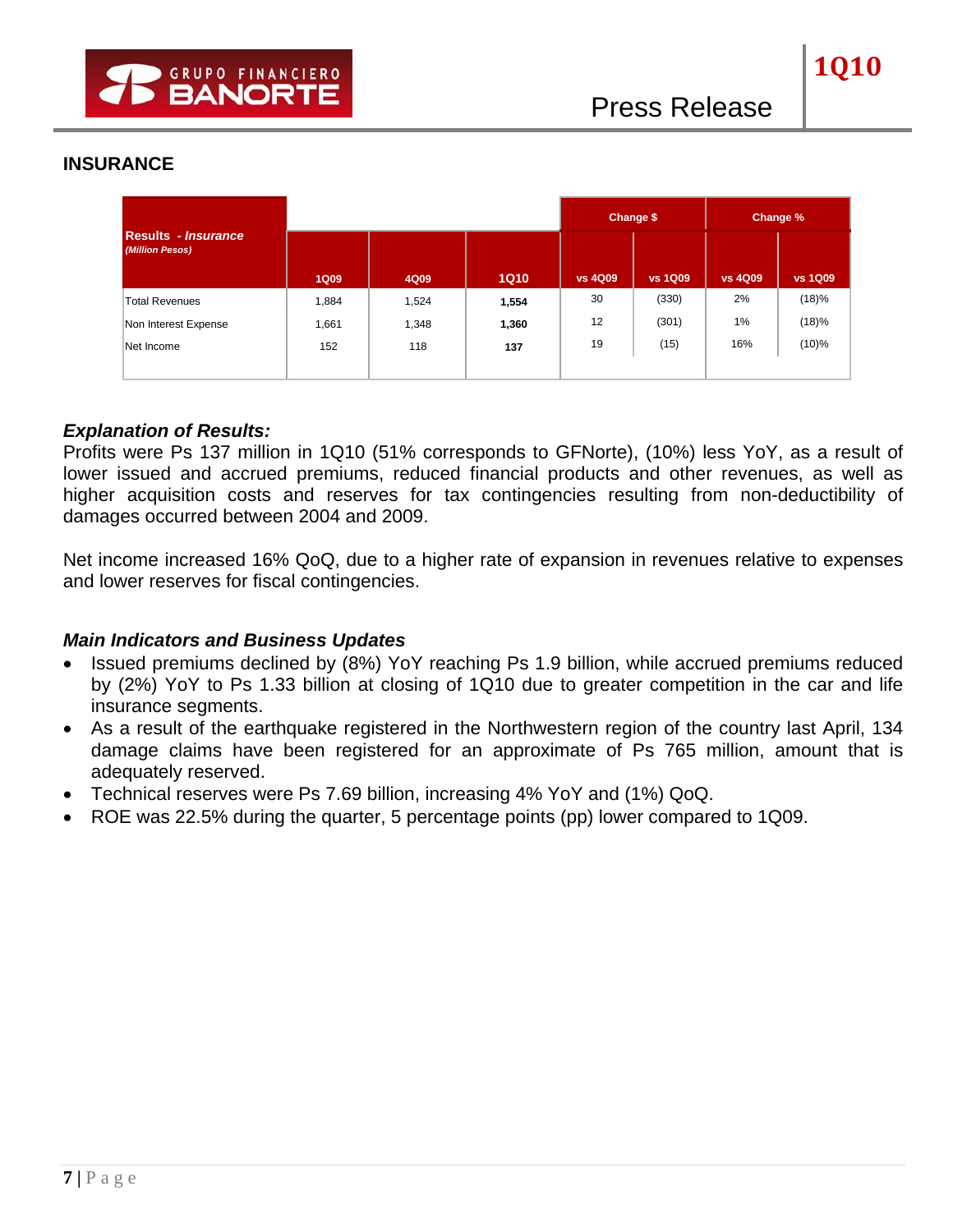## INSURANCE

| Results - *Insurance* *(Million Pesos)* | 1Q09 | 4Q09 | 1Q10 | Change $ | | Change % | |
|---|---|---|---|---|---|---|---|
| | | | | vs 4Q09 | vs 1Q09 | vs 4Q09 | vs 1Q09 |
| Total Revenues | 1,884 | 1,524 | **1,554** | 30 | (330) | 2% | (18)% |
| Non Interest Expense | 1,661 | 1,348 | **1,360** | 12 | (301) | 1% | (18)% |
| Net Income | 152 | 118 | **137** | 19 | (15) | 16% | (10)% |

### *Explanation of Results:*

Profits were Ps 137 million in 1Q10 (51% corresponds to GFNorte), (10%) less YoY, as a result of lower issued and accrued premiums, reduced financial products and other revenues, as well as higher acquisition costs and reserves for tax contingencies resulting from non-deductibility of damages occurred between 2004 and 2009.

Net income increased 16% QoQ, due to a higher rate of expansion in revenues relative to expenses and lower reserves for fiscal contingencies.

### *Main Indicators and Business Updates*

- Issued premiums declined by (8%) YoY reaching Ps 1.9 billion, while accrued premiums reduced by (2%) YoY to Ps 1.33 billion at closing of 1Q10 due to greater competition in the car and life insurance segments.
- As a result of the earthquake registered in the Northwestern region of the country last April, 134 damage claims have been registered for an approximate of Ps 765 million, amount that is adequately reserved.
- Technical reserves were Ps 7.69 billion, increasing 4% YoY and (1%) QoQ.
- ROE was 22.5% during the quarter, 5 percentage points (pp) lower compared to 1Q09.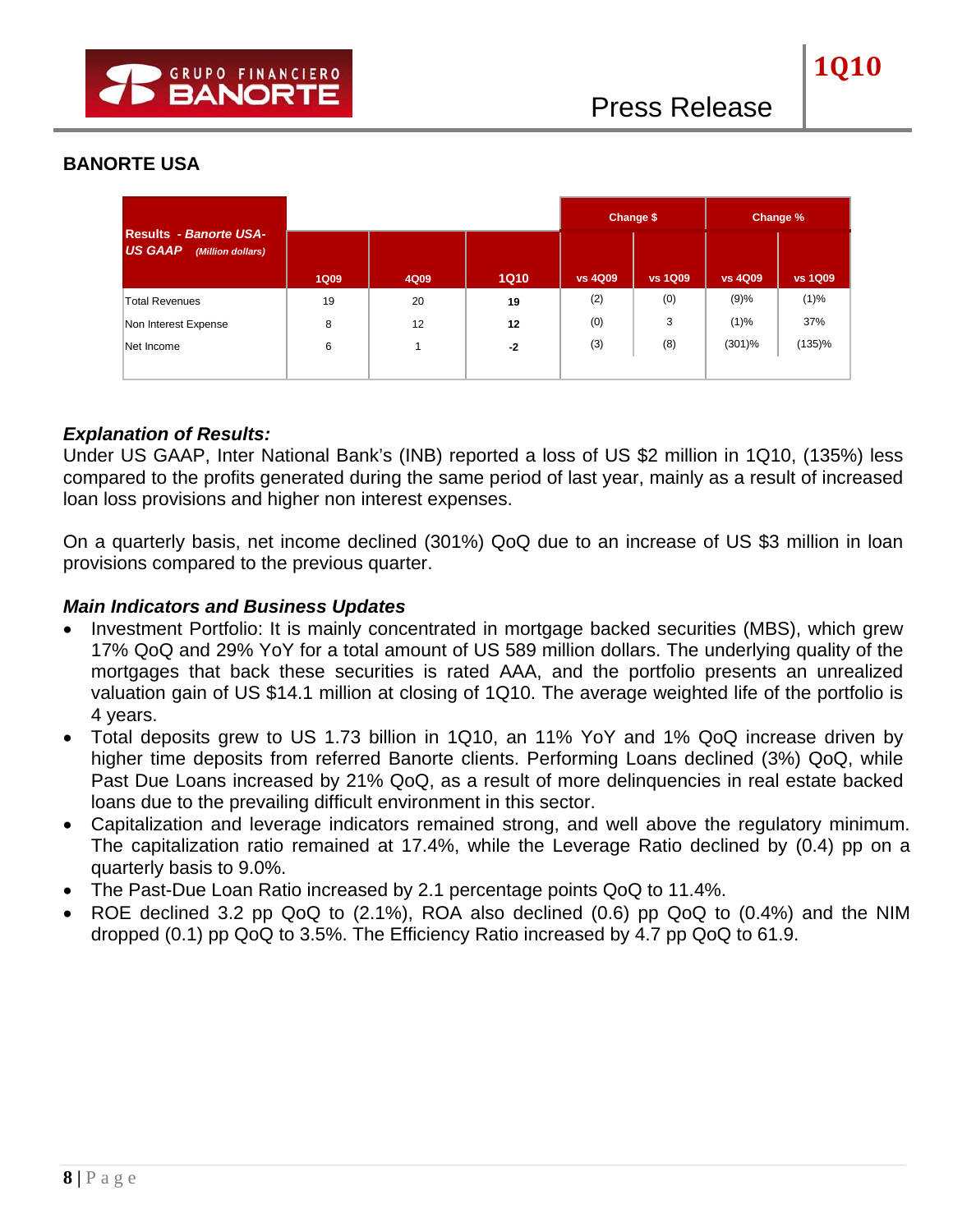## BANORTE USA

| Results - *Banorte USA- US GAAP* *(Million dollars)* | | | | Change $ | | Change % | |
|---|---|---|---|---|---|---|---|
| | 1Q09 | 4Q09 | 1Q10 | vs 4Q09 | vs 1Q09 | vs 4Q09 | vs 1Q09 |
| Total Revenues | 19 | 20 | **19** | (2) | (0) | (9)% | (1)% |
| Non Interest Expense | 8 | 12 | **12** | (0) | 3 | (1)% | 37% |
| Net Income | 6 | 1 | **-2** | (3) | (8) | (301)% | (135)% |

### *Explanation of Results:*

Under US GAAP, Inter National Bank's (INB) reported a loss of US $2 million in 1Q10, (135%) less compared to the profits generated during the same period of last year, mainly as a result of increased loan loss provisions and higher non interest expenses.

On a quarterly basis, net income declined (301%) QoQ due to an increase of US $3 million in loan provisions compared to the previous quarter.

### *Main Indicators and Business Updates*

- Investment Portfolio: It is mainly concentrated in mortgage backed securities (MBS), which grew 17% QoQ and 29% YoY for a total amount of US 589 million dollars. The underlying quality of the mortgages that back these securities is rated AAA, and the portfolio presents an unrealized valuation gain of US $14.1 million at closing of 1Q10. The average weighted life of the portfolio is 4 years.
- Total deposits grew to US 1.73 billion in 1Q10, an 11% YoY and 1% QoQ increase driven by higher time deposits from referred Banorte clients. Performing Loans declined (3%) QoQ, while Past Due Loans increased by 21% QoQ, as a result of more delinquencies in real estate backed loans due to the prevailing difficult environment in this sector.
- Capitalization and leverage indicators remained strong, and well above the regulatory minimum. The capitalization ratio remained at 17.4%, while the Leverage Ratio declined by (0.4) pp on a quarterly basis to 9.0%.
- The Past-Due Loan Ratio increased by 2.1 percentage points QoQ to 11.4%.
- ROE declined 3.2 pp QoQ to (2.1%), ROA also declined (0.6) pp QoQ to (0.4%) and the NIM dropped (0.1) pp QoQ to 3.5%. The Efficiency Ratio increased by 4.7 pp QoQ to 61.9.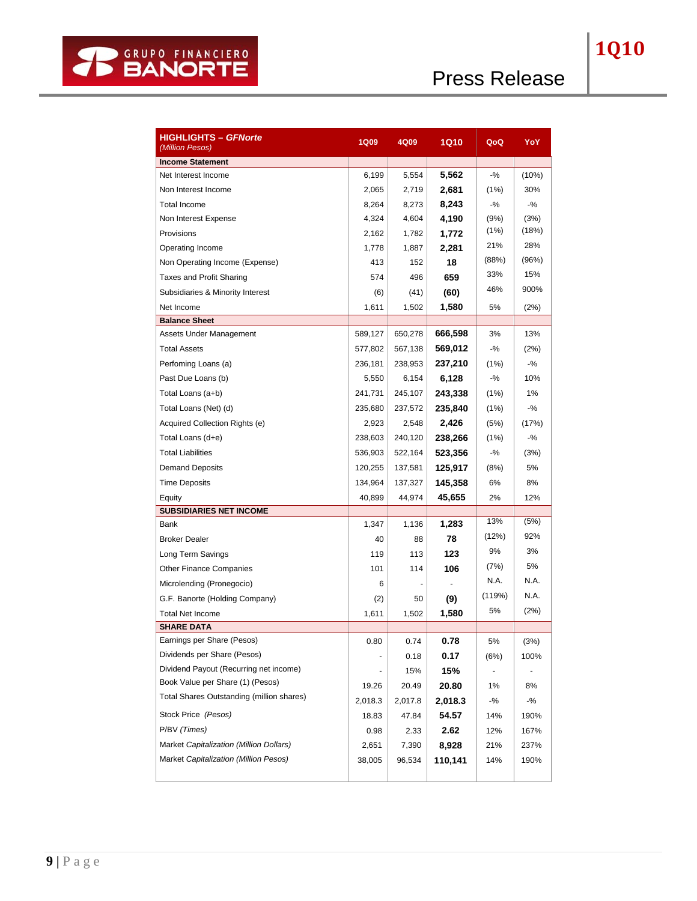| **HIGHLIGHTS – *GFNorte*** *(Million Pesos)* | 1Q09 | 4Q09 | 1Q10 | QoQ | YoY |
|---|---|---|---|---|---|
| **Income Statement** | | | | | |
| Net Interest Income | 6,199 | 5,554 | **5,562** | -% | (10%) |
| Non Interest Income | 2,065 | 2,719 | **2,681** | (1%) | 30% |
| Total Income | 8,264 | 8,273 | **8,243** | -% | -% |
| Non Interest Expense | 4,324 | 4,604 | **4,190** | (9%) | (3%) |
| Provisions | 2,162 | 1,782 | **1,772** | (1%) | (18%) |
| Operating Income | 1,778 | 1,887 | **2,281** | 21% | 28% |
| Non Operating Income (Expense) | 413 | 152 | **18** | (88%) | (96%) |
| Taxes and Profit Sharing | 574 | 496 | **659** | 33% | 15% |
| Subsidiaries & Minority Interest | (6) | (41) | **(60)** | 46% | 900% |
| Net Income | 1,611 | 1,502 | **1,580** | 5% | (2%) |
| **Balance Sheet** | | | | | |
| Assets Under Management | 589,127 | 650,278 | **666,598** | 3% | 13% |
| Total Assets | 577,802 | 567,138 | **569,012** | -% | (2%) |
| Perfoming Loans (a) | 236,181 | 238,953 | **237,210** | (1%) | -% |
| Past Due Loans (b) | 5,550 | 6,154 | **6,128** | -% | 10% |
| Total Loans (a+b) | 241,731 | 245,107 | **243,338** | (1%) | 1% |
| Total Loans (Net) (d) | 235,680 | 237,572 | **235,840** | (1%) | -% |
| Acquired Collection Rights (e) | 2,923 | 2,548 | **2,426** | (5%) | (17%) |
| Total Loans (d+e) | 238,603 | 240,120 | **238,266** | (1%) | -% |
| Total Liabilities | 536,903 | 522,164 | **523,356** | -% | (3%) |
| Demand Deposits | 120,255 | 137,581 | **125,917** | (8%) | 5% |
| Time Deposits | 134,964 | 137,327 | **145,358** | 6% | 8% |
| Equity | 40,899 | 44,974 | **45,655** | 2% | 12% |
| **SUBSIDIARIES NET INCOME** | | | | | |
| Bank | 1,347 | 1,136 | **1,283** | 13% | (5%) |
| Broker Dealer | 40 | 88 | **78** | (12%) | 92% |
| Long Term Savings | 119 | 113 | **123** | 9% | 3% |
| Other Finance Companies | 101 | 114 | **106** | (7%) | 5% |
| Microlending (Pronegocio) | 6 | - | **-** | N.A. | N.A. |
| G.F. Banorte (Holding Company) | (2) | 50 | **(9)** | (119%) | N.A. |
| Total Net Income | 1,611 | 1,502 | **1,580** | 5% | (2%) |
| **SHARE DATA** | | | | | |
| Earnings per Share (Pesos) | 0.80 | 0.74 | **0.78** | 5% | (3%) |
| Dividends per Share (Pesos) | - | 0.18 | **0.17** | (6%) | 100% |
| Dividend Payout (Recurring net income) | - | 15% | **15%** | - | - |
| Book Value per Share (1) (Pesos) | 19.26 | 20.49 | **20.80** | 1% | 8% |
| Total Shares Outstanding (million shares) | 2,018.3 | 2,017.8 | **2,018.3** | -% | -% |
| Stock Price *(Pesos)* | 18.83 | 47.84 | **54.57** | 14% | 190% |
| P/BV *(Times)* | 0.98 | 2.33 | **2.62** | 12% | 167% |
| Market *Capitalization (Million Dollars)* | 2,651 | 7,390 | **8,928** | 21% | 237% |
| Market *Capitalization (Million Pesos)* | 38,005 | 96,534 | **110,141** | 14% | 190% |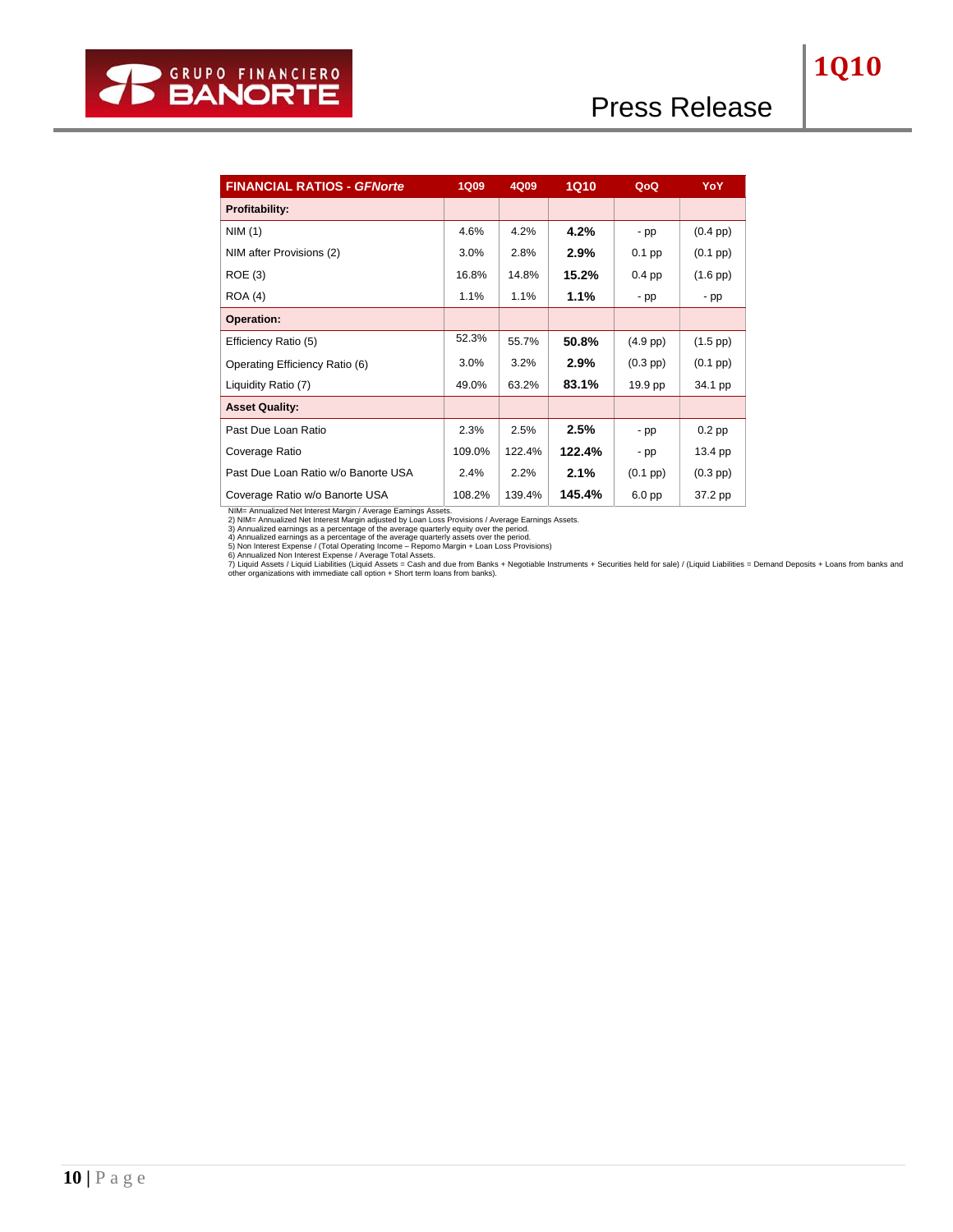| FINANCIAL RATIOS - *GFNorte* | 1Q09 | 4Q09 | 1Q10 | QoQ | YoY |
|---|---|---|---|---|---|
| **Profitability:** | | | | | |
| NIM (1) | 4.6% | 4.2% | **4.2%** | - pp | (0.4 pp) |
| NIM after Provisions (2) | 3.0% | 2.8% | **2.9%** | 0.1 pp | (0.1 pp) |
| ROE (3) | 16.8% | 14.8% | **15.2%** | 0.4 pp | (1.6 pp) |
| ROA (4) | 1.1% | 1.1% | **1.1%** | - pp | - pp |
| **Operation:** | | | | | |
| Efficiency Ratio (5) | 52.3% | 55.7% | **50.8%** | (4.9 pp) | (1.5 pp) |
| Operating Efficiency Ratio (6) | 3.0% | 3.2% | **2.9%** | (0.3 pp) | (0.1 pp) |
| Liquidity Ratio (7) | 49.0% | 63.2% | **83.1%** | 19.9 pp | 34.1 pp |
| **Asset Quality:** | | | | | |
| Past Due Loan Ratio | 2.3% | 2.5% | **2.5%** | - pp | 0.2 pp |
| Coverage Ratio | 109.0% | 122.4% | **122.4%** | - pp | 13.4 pp |
| Past Due Loan Ratio w/o Banorte USA | 2.4% | 2.2% | **2.1%** | (0.1 pp) | (0.3 pp) |
| Coverage Ratio w/o Banorte USA | 108.2% | 139.4% | **145.4%** | 6.0 pp | 37.2 pp |

NIM= Annualized Net Interest Margin / Average Earnings Assets.
2) NIM= Annualized Net Interest Margin adjusted by Loan Loss Provisions / Average Earnings Assets.
3) Annualized earnings as a percentage of the average quarterly equity over the period.
4) Annualized earnings as a percentage of the average quarterly assets over the period.
5) Non Interest Expense / (Total Operating Income – Repomo Margin + Loan Loss Provisions)
6) Annualized Non Interest Expense / Average Total Assets.
7) Liquid Assets / Liquid Liabilities (Liquid Assets = Cash and due from Banks + Negotiable Instruments + Securities held for sale) / (Liquid Liabilities = Demand Deposits + Loans from banks and other organizations with immediate call option + Short term loans from banks).